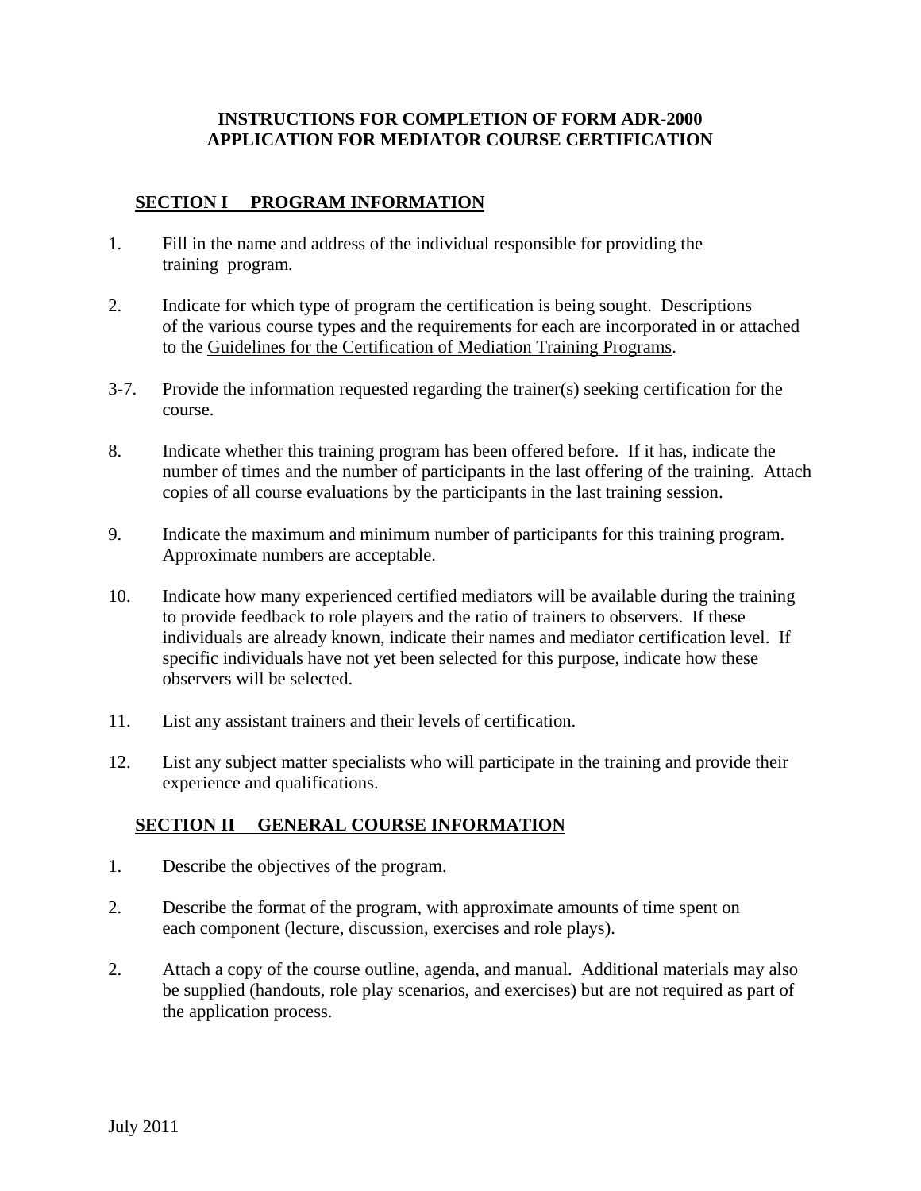# INSTRUCTIONS FOR COMPLETION OF FORM ADR-2000
# APPLICATION FOR MEDIATOR COURSE CERTIFICATION

## SECTION I PROGRAM INFORMATION

1. Fill in the name and address of the individual responsible for providing the training program.

2. Indicate for which type of program the certification is being sought. Descriptions of the various course types and the requirements for each are incorporated in or attached to the Guidelines for the Certification of Mediation Training Programs.

3-7. Provide the information requested regarding the trainer(s) seeking certification for the course.

8. Indicate whether this training program has been offered before. If it has, indicate the number of times and the number of participants in the last offering of the training. Attach copies of all course evaluations by the participants in the last training session.

9. Indicate the maximum and minimum number of participants for this training program. Approximate numbers are acceptable.

10. Indicate how many experienced certified mediators will be available during the training to provide feedback to role players and the ratio of trainers to observers. If these individuals are already known, indicate their names and mediator certification level. If specific individuals have not yet been selected for this purpose, indicate how these observers will be selected.

11. List any assistant trainers and their levels of certification.

12. List any subject matter specialists who will participate in the training and provide their experience and qualifications.

## SECTION II GENERAL COURSE INFORMATION

1. Describe the objectives of the program.

2. Describe the format of the program, with approximate amounts of time spent on each component (lecture, discussion, exercises and role plays).

2. Attach a copy of the course outline, agenda, and manual. Additional materials may also be supplied (handouts, role play scenarios, and exercises) but are not required as part of the application process.

July 2011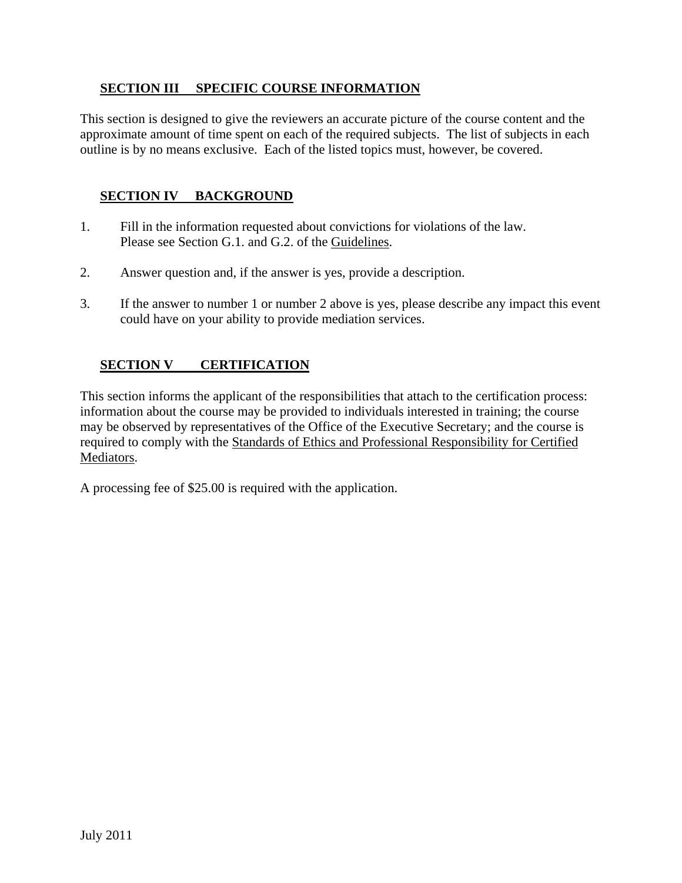## SECTION III SPECIFIC COURSE INFORMATION

This section is designed to give the reviewers an accurate picture of the course content and the approximate amount of time spent on each of the required subjects. The list of subjects in each outline is by no means exclusive. Each of the listed topics must, however, be covered.

## SECTION IV BACKGROUND

1. Fill in the information requested about convictions for violations of the law. Please see Section G.1. and G.2. of the Guidelines.

2. Answer question and, if the answer is yes, provide a description.

3. If the answer to number 1 or number 2 above is yes, please describe any impact this event could have on your ability to provide mediation services.

## SECTION V CERTIFICATION

This section informs the applicant of the responsibilities that attach to the certification process: information about the course may be provided to individuals interested in training; the course may be observed by representatives of the Office of the Executive Secretary; and the course is required to comply with the Standards of Ethics and Professional Responsibility for Certified Mediators.

A processing fee of $25.00 is required with the application.

July 2011